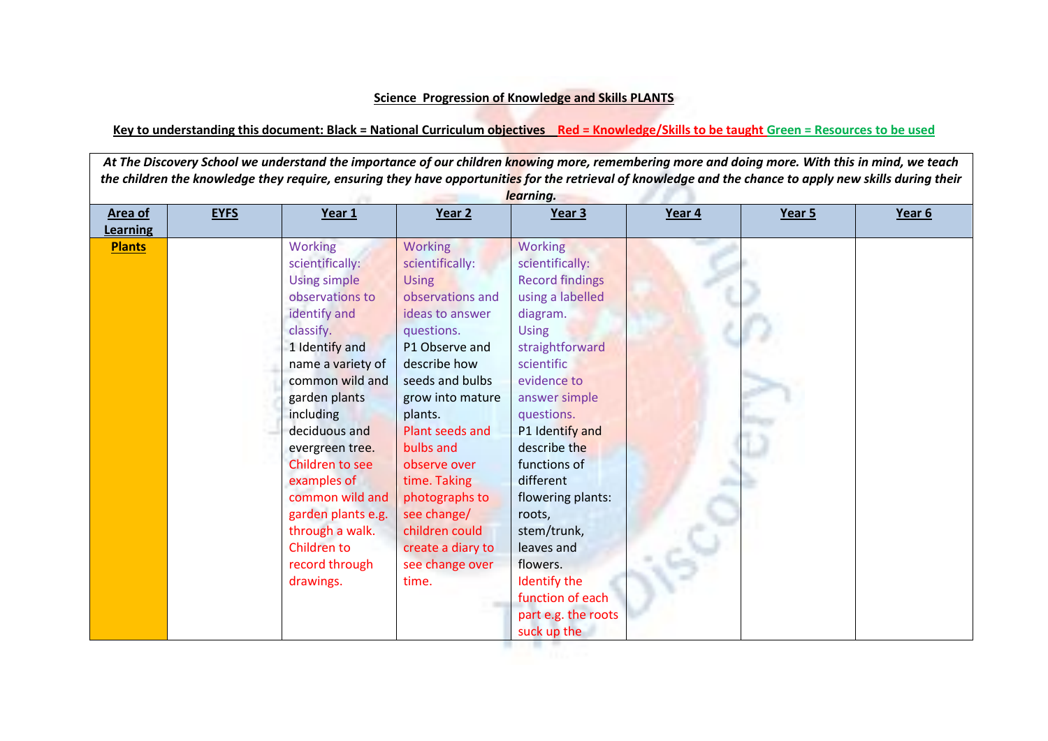**Science Progression of Knowledge and Skills PLANTS**

**Key to understanding this document: Black = National Curriculum objectives Red = Knowledge/Skills to be taught Green = Resources to be used**

| *At The Discovery School we understand the importance of our children knowing more, remembering more and doing more. With this in mind, we teach the children the knowledge they require, ensuring they have opportunities for the retrieval of knowledge and the chance to apply new skills during their learning.* | | | | | | | |
|---|---|---|---|---|---|---|---|
| **Area of Learning** | **EYFS** | **Year 1** | **Year 2** | **Year 3** | **Year 4** | **Year 5** | **Year 6** |
| **Plants** | | Working scientifically: Using simple observations to identify and classify. 1 Identify and name a variety of common wild and garden plants including deciduous and evergreen tree. Children to see examples of common wild and garden plants e.g. through a walk. Children to record through drawings. | Working scientifically: Using observations and ideas to answer questions. P1 Observe and describe how seeds and bulbs grow into mature plants. Plant seeds and bulbs and observe over time. Taking photographs to see change/ children could create a diary to see change over time. | Working scientifically: Record findings using a labelled diagram. Using straightforward scientific evidence to answer simple questions. P1 Identify and describe the functions of different flowering plants: roots, stem/trunk, leaves and flowers. Identify the function of each part e.g. the roots suck up the | | | |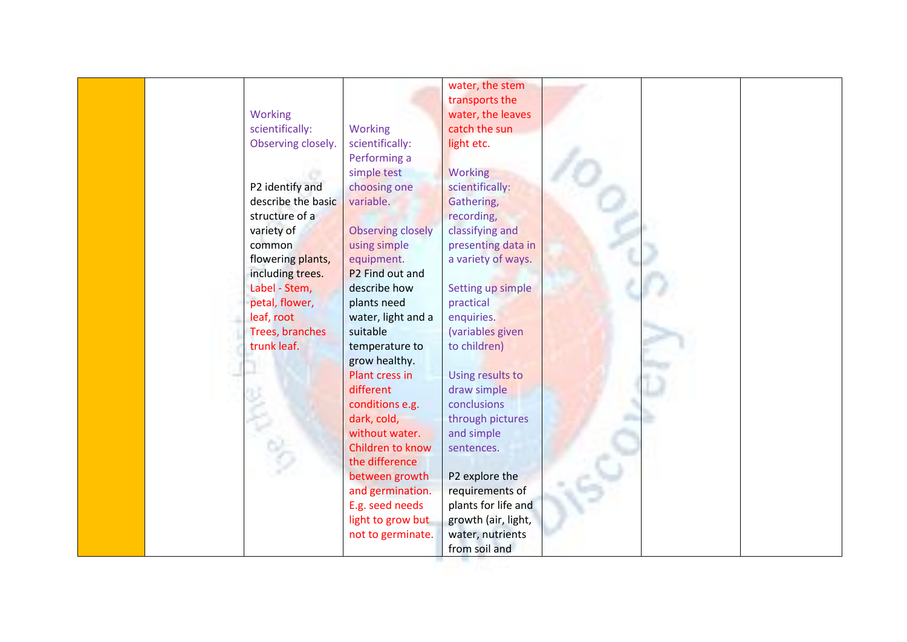| | | | | | | | |
|---|---|---|---|---|---|---|---|
| | | Working scientifically: Observing closely.<br><br>P2 identify and describe the basic structure of a variety of common flowering plants, including trees.<br>Label - Stem, petal, flower, leaf, root<br>Trees, branches trunk leaf. | Working scientifically: Performing a simple test choosing one variable.<br><br>Observing closely using simple equipment.<br>P2 Find out and describe how plants need water, light and a suitable temperature to grow healthy.<br>Plant cress in different conditions e.g. dark, cold, without water.<br>Children to know the difference between growth and germination. E.g. seed needs light to grow but not to germinate. | water, the stem transports the water, the leaves catch the sun light etc.<br><br>Working scientifically: Gathering, recording, classifying and presenting data in a variety of ways.<br><br>Setting up simple practical enquiries. (variables given to children)<br><br>Using results to draw simple conclusions through pictures and simple sentences.<br><br>P2 explore the requirements of plants for life and growth (air, light, water, nutrients from soil and | | | |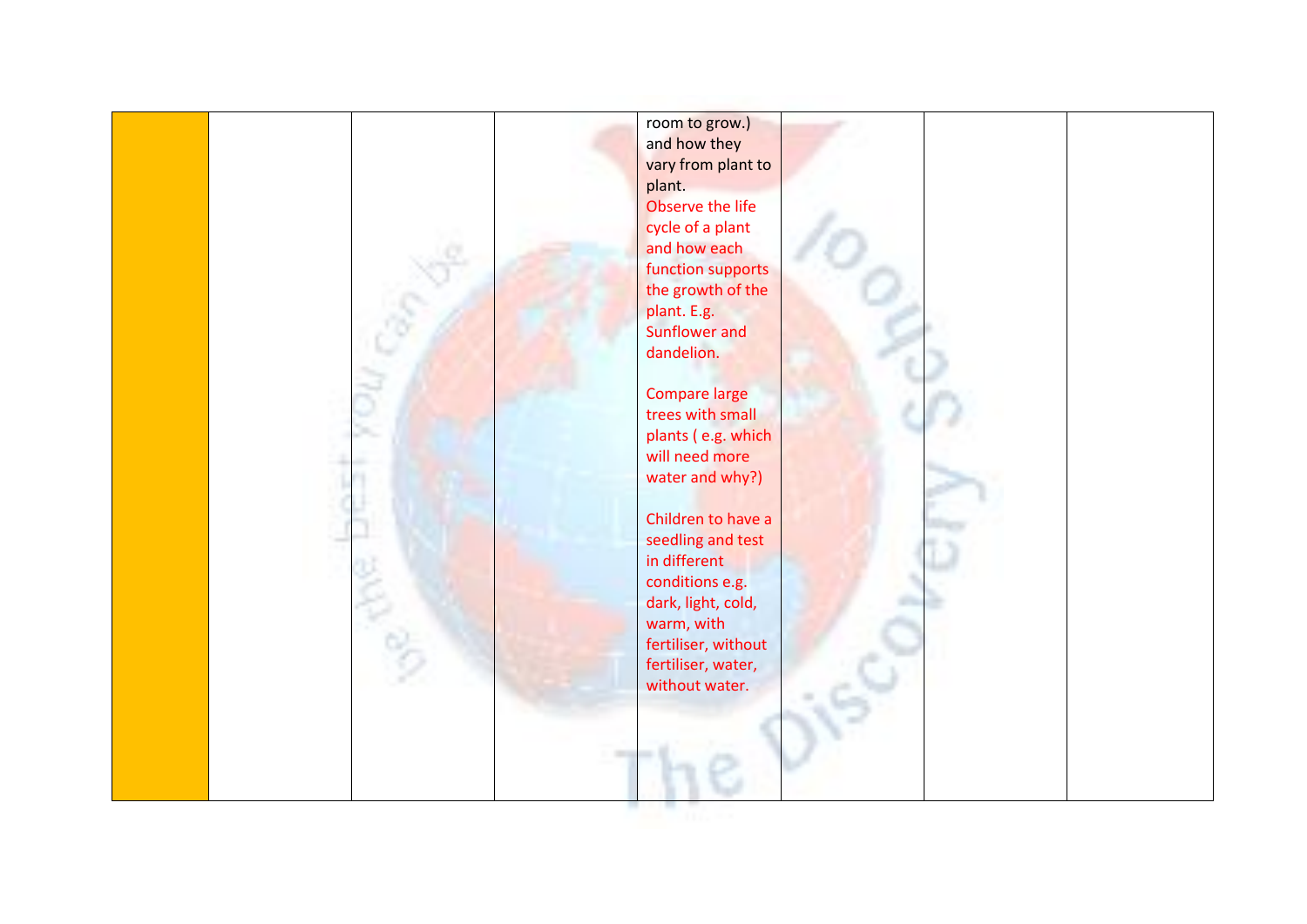|  |  |  |  |  |  |  |  |
|---|---|---|---|---|---|---|---|
|  |  |  |  | room to grow.) and how they vary from plant to plant.<br>Observe the life cycle of a plant and how each function supports the growth of the plant. E.g. Sunflower and dandelion.<br><br>Compare large trees with small plants ( e.g. which will need more water and why?)<br><br>Children to have a seedling and test in different conditions e.g. dark, light, cold, warm, with fertiliser, without fertiliser, water, without water. |  |  |  |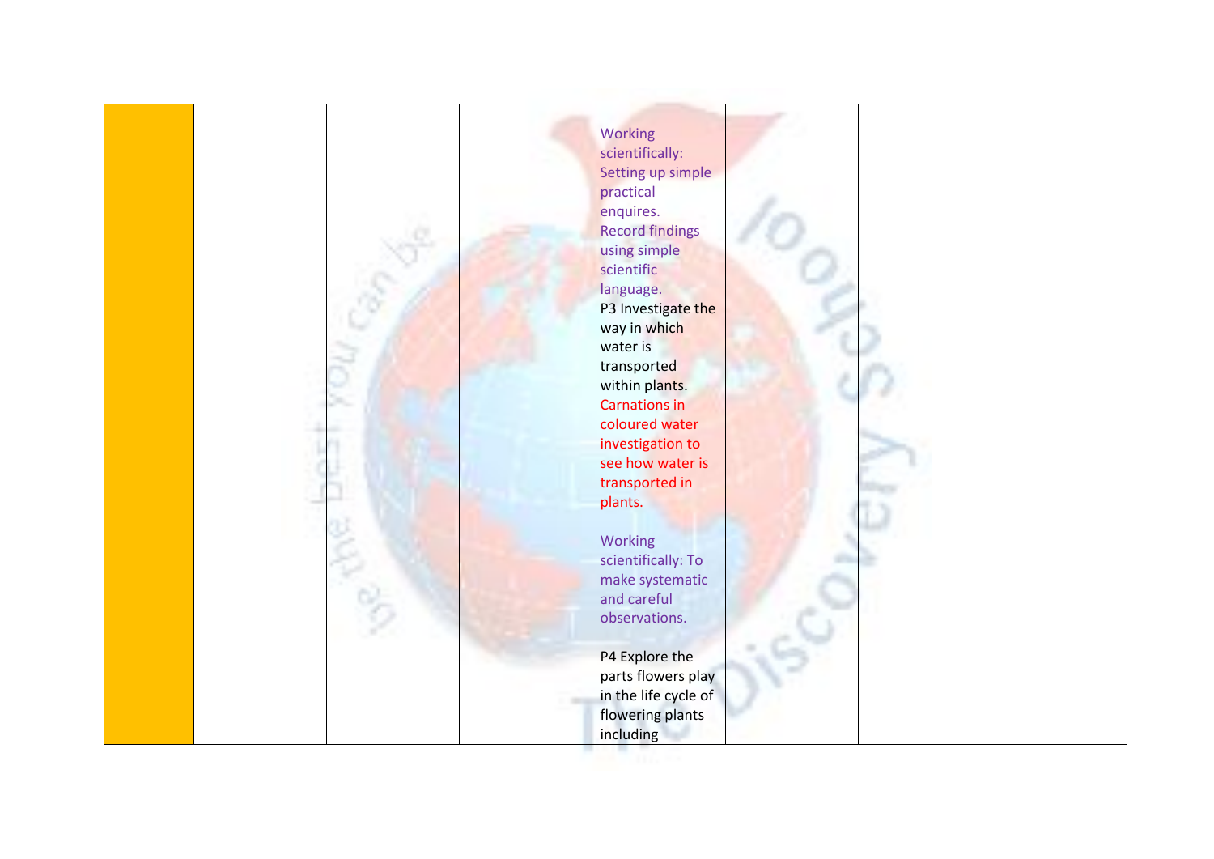|  |  |  |  |  |  |  |  |
|---|---|---|---|---|---|---|---|
|  |  |  |  | Working scientifically: Setting up simple practical enquires. Record findings using simple scientific language. P3 Investigate the way in which water is transported within plants. Carnations in coloured water investigation to see how water is transported in plants.<br><br>Working scientifically: To make systematic and careful observations.<br><br>P4 Explore the parts flowers play in the life cycle of flowering plants including |  |  |  |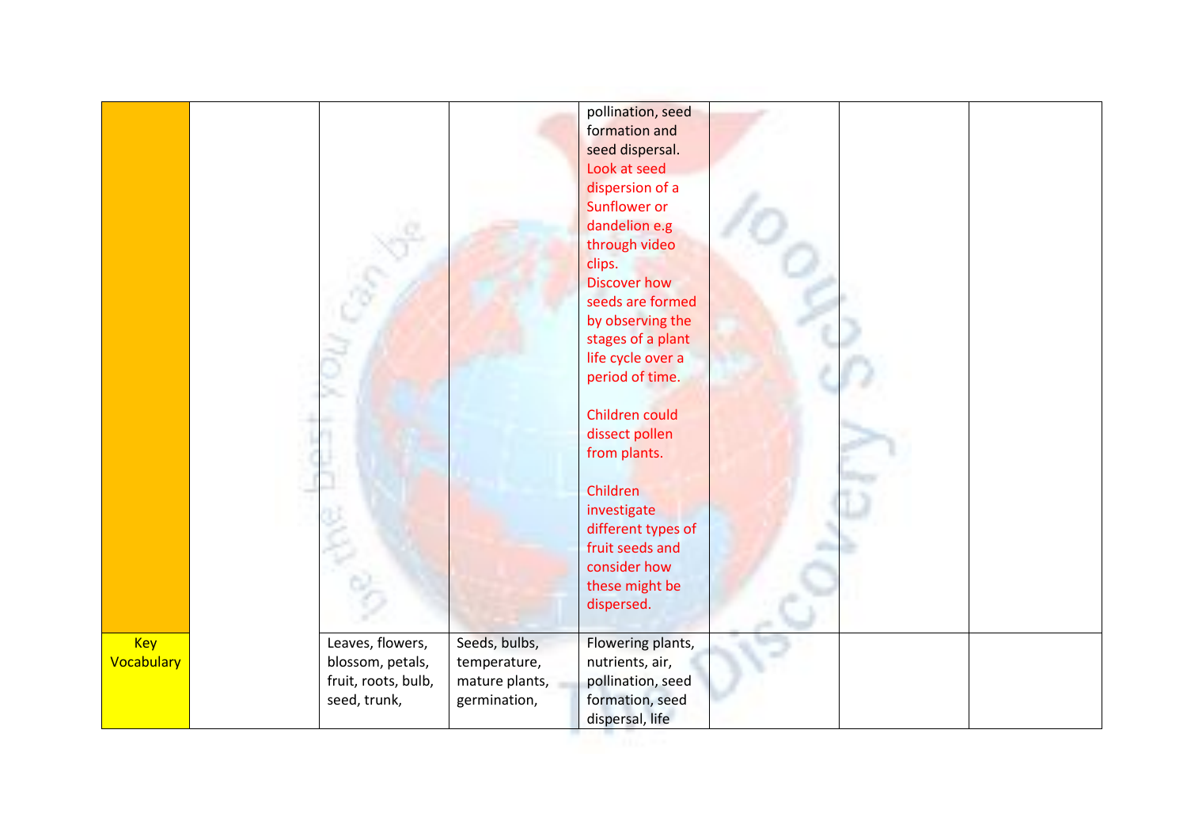|  |  |  |  |  |  |  |  |
|---|---|---|---|---|---|---|---|
|  |  |  |  | pollination, seed formation and seed dispersal. Look at seed dispersion of a Sunflower or dandelion e.g through video clips. Discover how seeds are formed by observing the stages of a plant life cycle over a period of time. Children could dissect pollen from plants. Children investigate different types of fruit seeds and consider how these might be dispersed. |  |  |  |
| Key Vocabulary |  | Leaves, flowers, blossom, petals, fruit, roots, bulb, seed, trunk, | Seeds, bulbs, temperature, mature plants, germination, | Flowering plants, nutrients, air, pollination, seed formation, seed dispersal, life |  |  |  |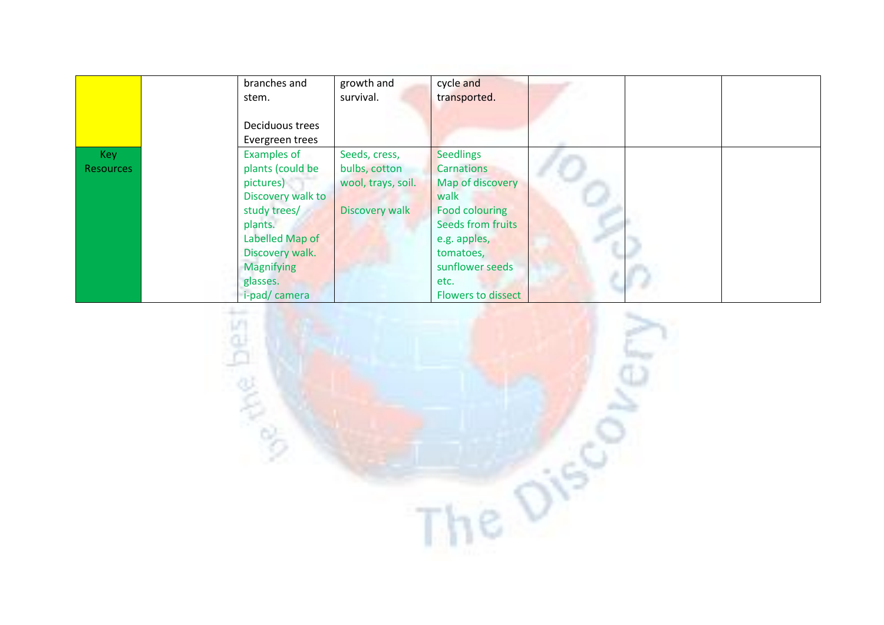| | | | | | | | |
|---|---|---|---|---|---|---|---|
| | | branches and stem.<br><br>Deciduous trees<br>Evergreen trees | growth and survival. | cycle and transported. | | | |
| Key Resources | | Examples of plants (could be pictures)<br>Discovery walk to study trees/ plants.<br>Labelled Map of Discovery walk.<br>Magnifying glasses.<br>i-pad/ camera | Seeds, cress, bulbs, cotton wool, trays, soil.<br><br>Discovery walk | Seedlings<br>Carnations<br>Map of discovery walk<br>Food colouring<br>Seeds from fruits e.g. apples, tomatoes, sunflower seeds etc.<br>Flowers to dissect | | | |